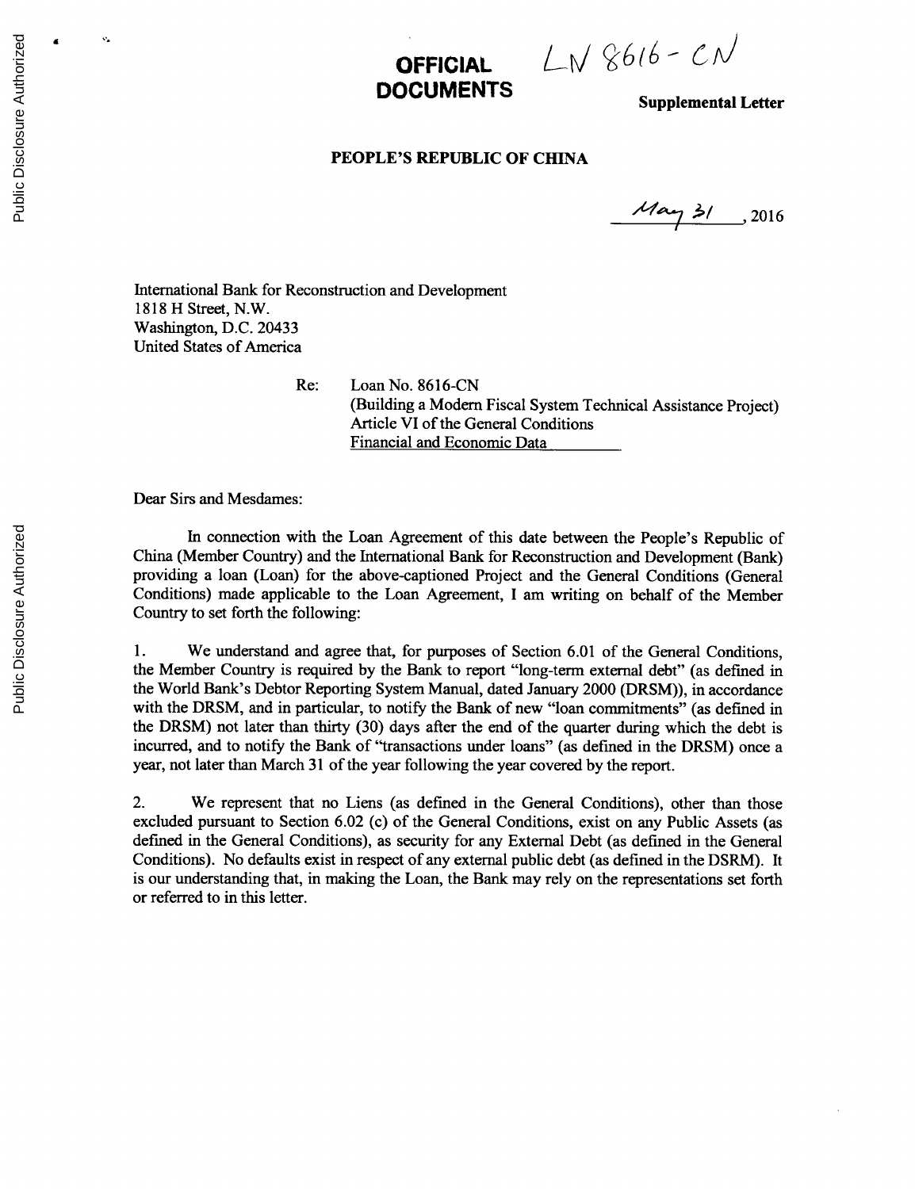**OFFICIAL DOCUMENTS**

LN 8616 - CN

**Supplemental Letter**

**PEOPLE'S REPUBLIC OF CHINA**

May 31, 2016

International Bank for Reconstruction and Development
1818 H Street, N.W.
Washington, D.C. 20433
United States of America

Re: Loan No. 8616-CN
(Building a Modern Fiscal System Technical Assistance Project)
Article VI of the General Conditions
Financial and Economic Data

Dear Sirs and Mesdames:

In connection with the Loan Agreement of this date between the People's Republic of China (Member Country) and the International Bank for Reconstruction and Development (Bank) providing a loan (Loan) for the above-captioned Project and the General Conditions (General Conditions) made applicable to the Loan Agreement, I am writing on behalf of the Member Country to set forth the following:

1. We understand and agree that, for purposes of Section 6.01 of the General Conditions, the Member Country is required by the Bank to report "long-term external debt" (as defined in the World Bank's Debtor Reporting System Manual, dated January 2000 (DRSM)), in accordance with the DRSM, and in particular, to notify the Bank of new "loan commitments" (as defined in the DRSM) not later than thirty (30) days after the end of the quarter during which the debt is incurred, and to notify the Bank of "transactions under loans" (as defined in the DRSM) once a year, not later than March 31 of the year following the year covered by the report.

2. We represent that no Liens (as defined in the General Conditions), other than those excluded pursuant to Section 6.02 (c) of the General Conditions, exist on any Public Assets (as defined in the General Conditions), as security for any External Debt (as defined in the General Conditions). No defaults exist in respect of any external public debt (as defined in the DSRM). It is our understanding that, in making the Loan, the Bank may rely on the representations set forth or referred to in this letter.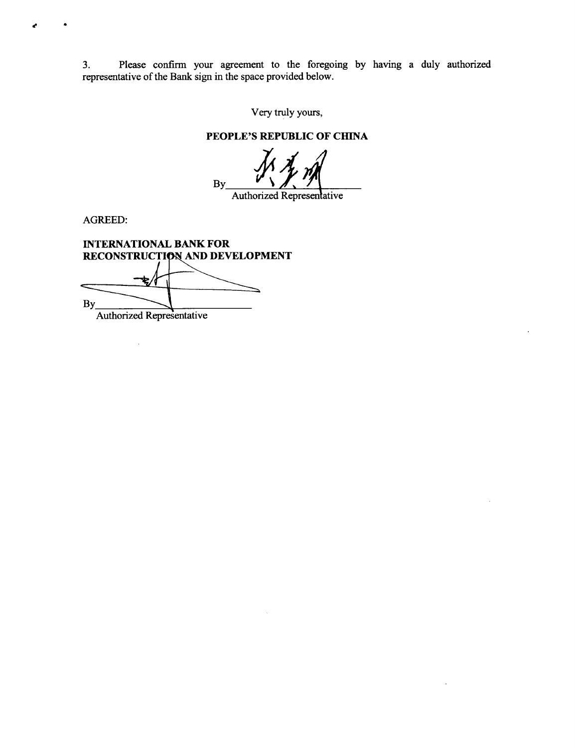3. Please confirm your agreement to the foregoing by having a duly authorized representative of the Bank sign in the space provided below.

Very truly yours,

**PEOPLE'S REPUBLIC OF CHINA**

By______________________
Authorized Representative

AGREED:

**INTERNATIONAL BANK FOR RECONSTRUCTION AND DEVELOPMENT**

By______________________
Authorized Representative